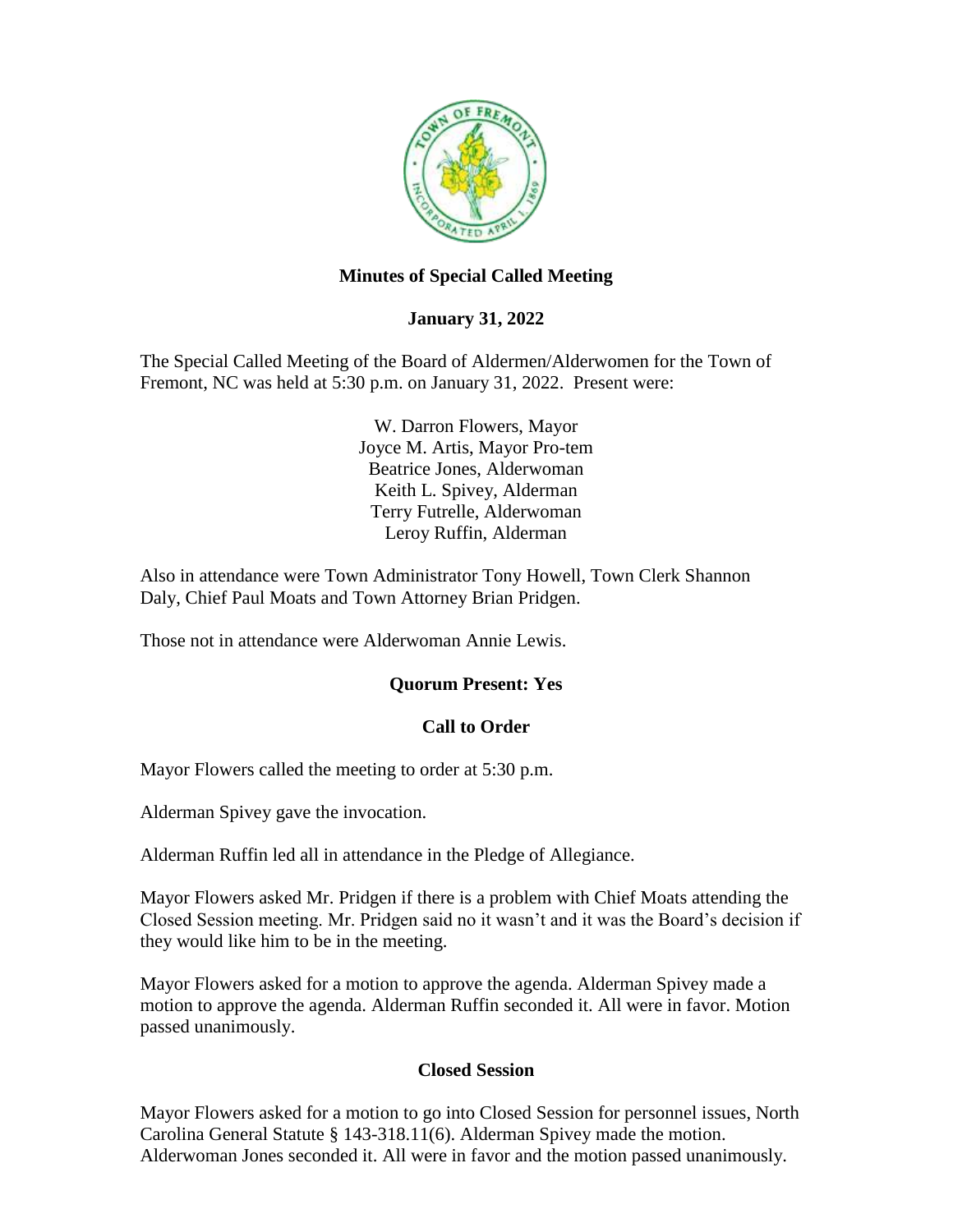# Minutes of Special Called Meeting

## January 31, 2022

The Special Called Meeting of the Board of Aldermen/Alderwomen for the Town of Fremont, NC was held at 5:30 p.m. on January 31, 2022. Present were:

W. Darron Flowers, Mayor
Joyce M. Artis, Mayor Pro-tem
Beatrice Jones, Alderwoman
Keith L. Spivey, Alderman
Terry Futrelle, Alderwoman
Leroy Ruffin, Alderman

Also in attendance were Town Administrator Tony Howell, Town Clerk Shannon Daly, Chief Paul Moats and Town Attorney Brian Pridgen.

Those not in attendance were Alderwoman Annie Lewis.

**Quorum Present: Yes**

**Call to Order**

Mayor Flowers called the meeting to order at 5:30 p.m.

Alderman Spivey gave the invocation.

Alderman Ruffin led all in attendance in the Pledge of Allegiance.

Mayor Flowers asked Mr. Pridgen if there is a problem with Chief Moats attending the Closed Session meeting. Mr. Pridgen said no it wasn't and it was the Board's decision if they would like him to be in the meeting.

Mayor Flowers asked for a motion to approve the agenda. Alderman Spivey made a motion to approve the agenda. Alderman Ruffin seconded it. All were in favor. Motion passed unanimously.

**Closed Session**

Mayor Flowers asked for a motion to go into Closed Session for personnel issues, North Carolina General Statute § 143-318.11(6). Alderman Spivey made the motion. Alderwoman Jones seconded it. All were in favor and the motion passed unanimously.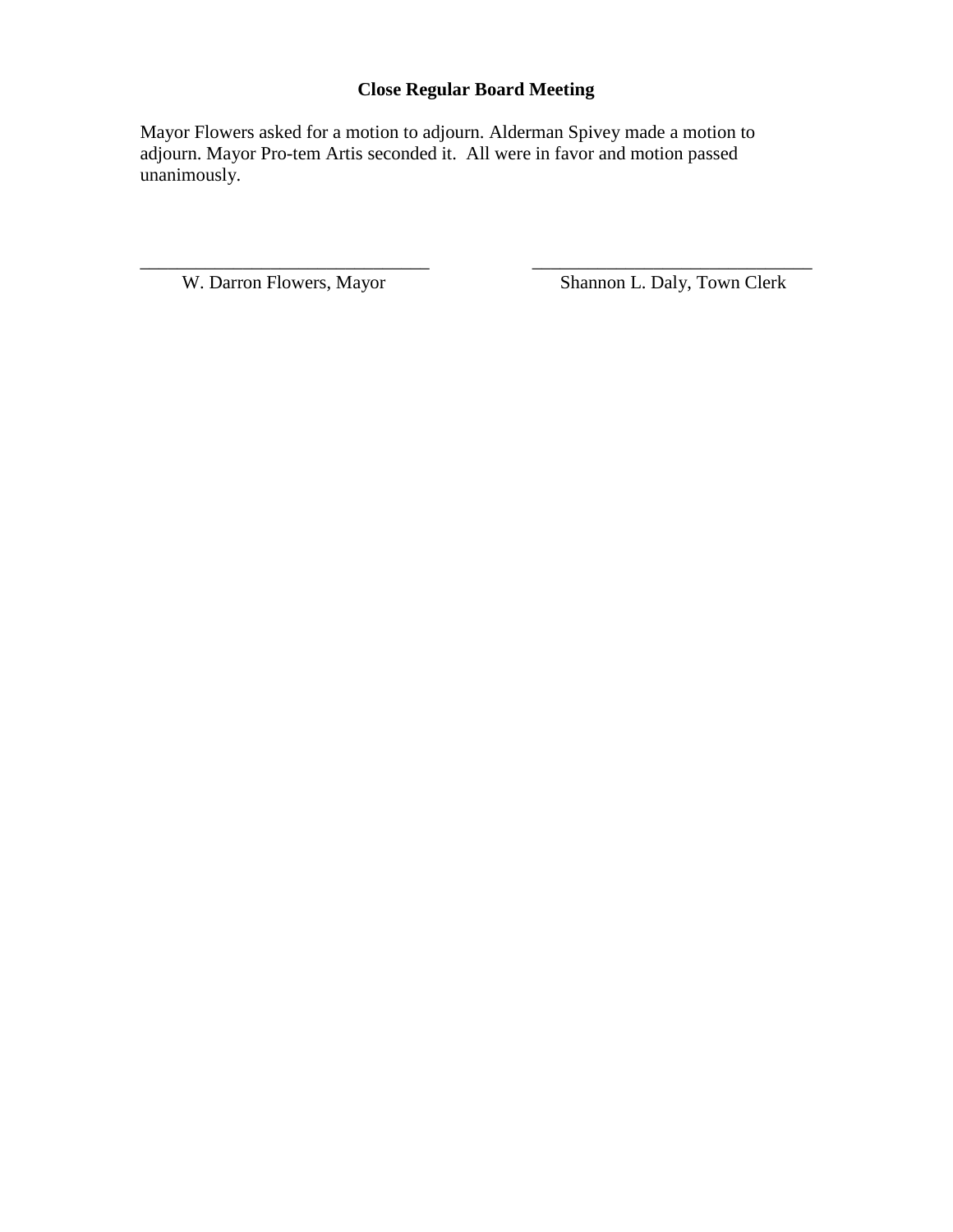**Close Regular Board Meeting**

Mayor Flowers asked for a motion to adjourn. Alderman Spivey made a motion to adjourn. Mayor Pro-tem Artis seconded it. All were in favor and motion passed unanimously.

_______________________________ _______________________________

W. Darron Flowers, Mayor Shannon L. Daly, Town Clerk